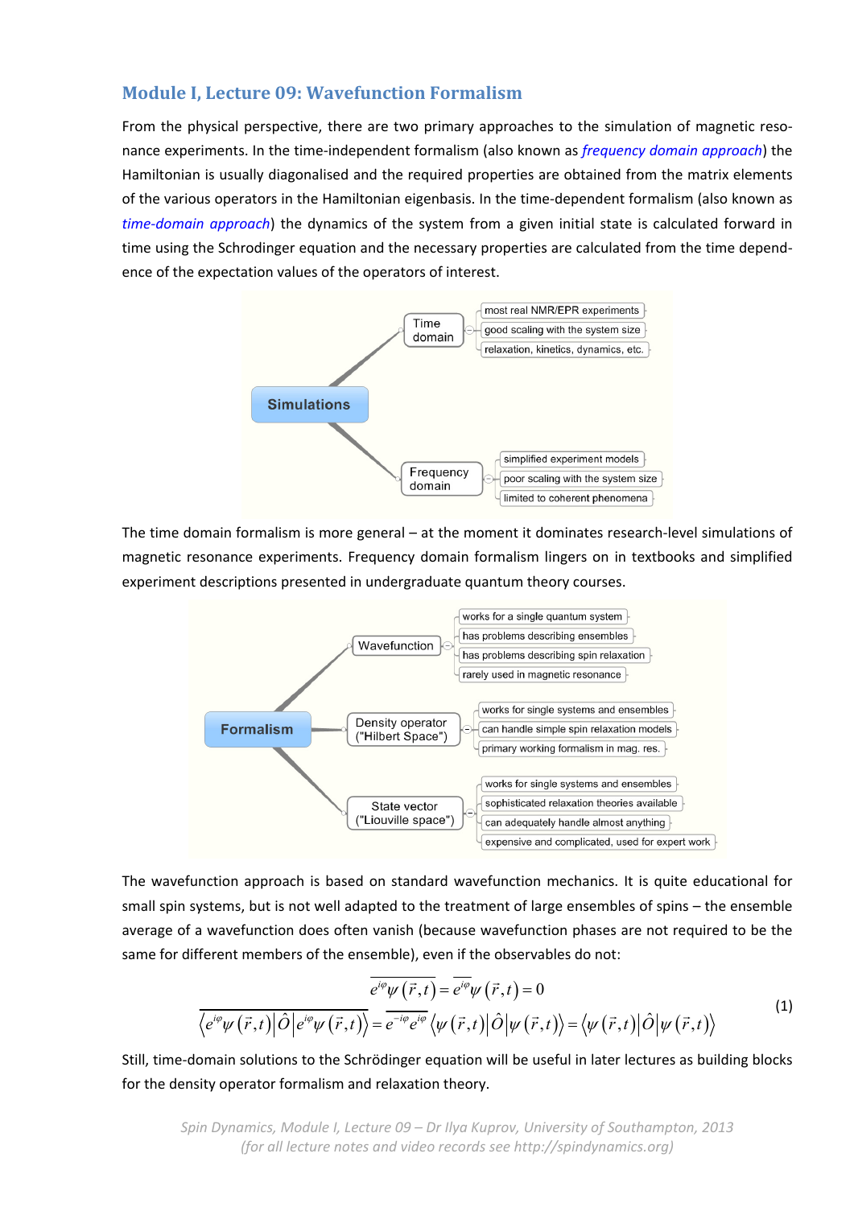## Module I, Lecture 09: Wavefunction Formalism

From the physical perspective, there are two primary approaches to the simulation of magnetic resonance experiments. In the time-independent formalism (also known as *frequency domain approach*) the Hamiltonian is usually diagonalised and the required properties are obtained from the matrix elements of the various operators in the Hamiltonian eigenbasis. In the time-dependent formalism (also known as *time-domain approach*) the dynamics of the system from a given initial state is calculated forward in time using the Schrodinger equation and the necessary properties are calculated from the time dependence of the expectation values of the operators of interest.

- **Simulations**
  - Time domain
    - most real NMR/EPR experiments
    - good scaling with the system size
    - relaxation, kinetics, dynamics, etc.
  - Frequency domain
    - simplified experiment models
    - poor scaling with the system size
    - limited to coherent phenomena

The time domain formalism is more general – at the moment it dominates research-level simulations of magnetic resonance experiments. Frequency domain formalism lingers on in textbooks and simplified experiment descriptions presented in undergraduate quantum theory courses.

- **Formalism**
  - Wavefunction
    - works for a single quantum system
    - has problems describing ensembles
    - has problems describing spin relaxation
    - rarely used in magnetic resonance
  - Density operator ("Hilbert Space")
    - works for single systems and ensembles
    - can handle simple spin relaxation models
    - primary working formalism in mag. res.
  - State vector ("Liouville space")
    - works for single systems and ensembles
    - sophisticated relaxation theories available
    - can adequately handle almost anything
    - expensive and complicated, used for expert work

The wavefunction approach is based on standard wavefunction mechanics. It is quite educational for small spin systems, but is not well adapted to the treatment of large ensembles of spins – the ensemble average of a wavefunction does often vanish (because wavefunction phases are not required to be the same for different members of the ensemble), even if the observables do not:

$$
\begin{gathered}
\overline{e^{i\varphi}\psi\left(\vec{r},t\right)} = \overline{e^{i\varphi}}\psi\left(\vec{r},t\right) = 0 \\
\overline{\left\langle e^{i\varphi}\psi\left(\vec{r},t\right)\middle|\hat{O}\middle|e^{i\varphi}\psi\left(\vec{r},t\right)\right\rangle} = \overline{e^{-i\varphi}e^{i\varphi}}\left\langle \psi\left(\vec{r},t\right)\middle|\hat{O}\middle|\psi\left(\vec{r},t\right)\right\rangle = \left\langle \psi\left(\vec{r},t\right)\middle|\hat{O}\middle|\psi\left(\vec{r},t\right)\right\rangle
\end{gathered}
\tag{1}
$$

Still, time-domain solutions to the Schrödinger equation will be useful in later lectures as building blocks for the density operator formalism and relaxation theory.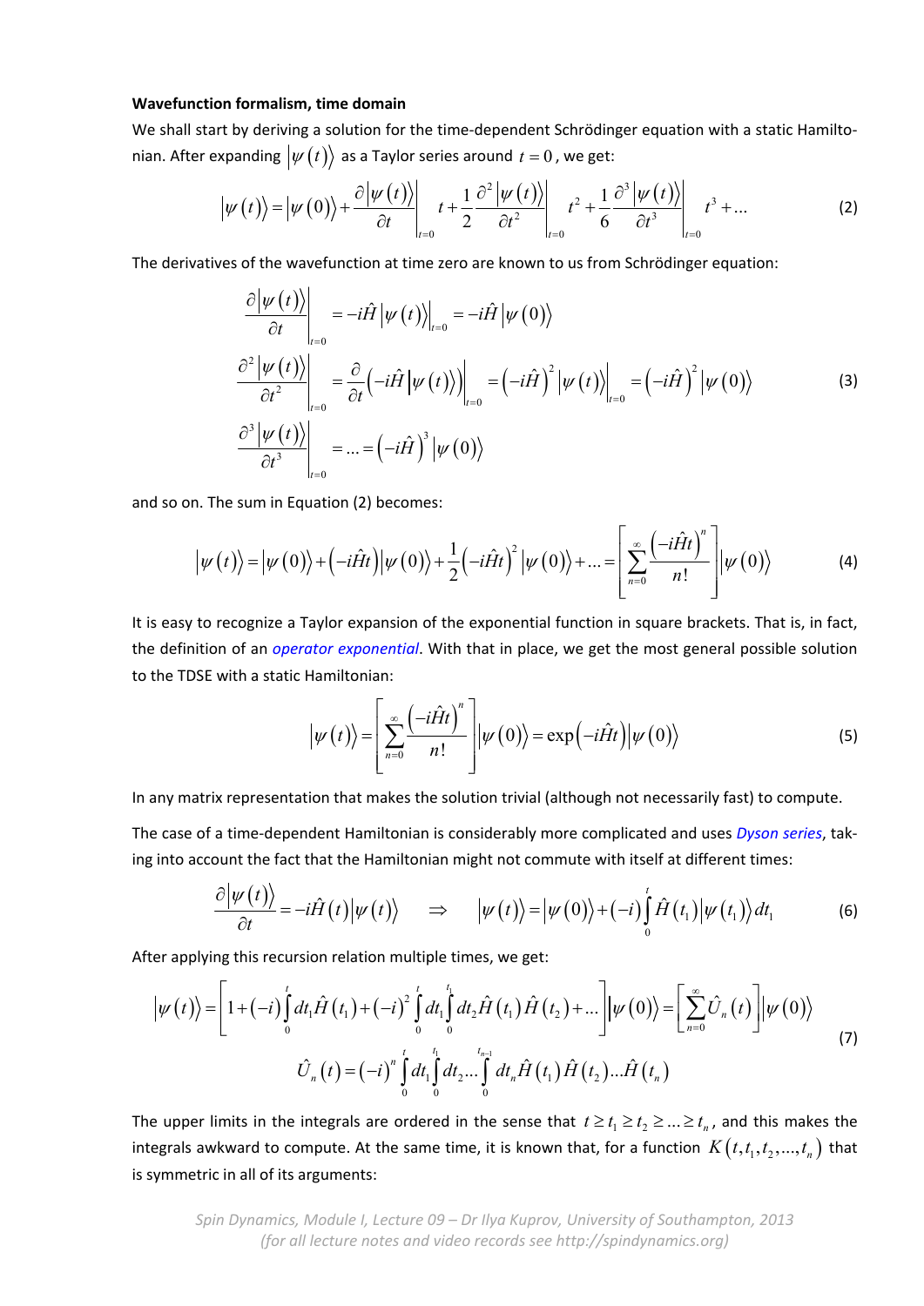**Wavefunction formalism, time domain**

We shall start by deriving a solution for the time-dependent Schrödinger equation with a static Hamiltonian. After expanding $|\psi(t)\rangle$ as a Taylor series around $t=0$, we get:

$$|\psi(t)\rangle = |\psi(0)\rangle + \left.\frac{\partial|\psi(t)\rangle}{\partial t}\right|_{t=0} t + \frac{1}{2}\left.\frac{\partial^2|\psi(t)\rangle}{\partial t^2}\right|_{t=0} t^2 + \frac{1}{6}\left.\frac{\partial^3|\psi(t)\rangle}{\partial t^3}\right|_{t=0} t^3 + \ldots \tag{2}$$

The derivatives of the wavefunction at time zero are known to us from Schrödinger equation:

$$\begin{aligned}
\left.\frac{\partial|\psi(t)\rangle}{\partial t}\right|_{t=0} &= -i\hat{H}\left.|\psi(t)\rangle\right|_{t=0} = -i\hat{H}|\psi(0)\rangle \\
\left.\frac{\partial^2|\psi(t)\rangle}{\partial t^2}\right|_{t=0} &= \left.\frac{\partial}{\partial t}\left(-i\hat{H}|\psi(t)\rangle\right)\right|_{t=0} = \left(-i\hat{H}\right)^2\left.|\psi(t)\rangle\right|_{t=0} = \left(-i\hat{H}\right)^2|\psi(0)\rangle \\
\left.\frac{\partial^3|\psi(t)\rangle}{\partial t^3}\right|_{t=0} &= \ldots = \left(-i\hat{H}\right)^3|\psi(0)\rangle
\end{aligned} \tag{3}$$

and so on. The sum in Equation (2) becomes:

$$|\psi(t)\rangle = |\psi(0)\rangle + \left(-i\hat{H}t\right)|\psi(0)\rangle + \frac{1}{2}\left(-i\hat{H}t\right)^2|\psi(0)\rangle + \ldots = \left[\sum_{n=0}^{\infty}\frac{\left(-i\hat{H}t\right)^n}{n!}\right]|\psi(0)\rangle \tag{4}$$

It is easy to recognize a Taylor expansion of the exponential function in square brackets. That is, in fact, the definition of an *operator exponential*. With that in place, we get the most general possible solution to the TDSE with a static Hamiltonian:

$$|\psi(t)\rangle = \left[\sum_{n=0}^{\infty}\frac{\left(-i\hat{H}t\right)^n}{n!}\right]|\psi(0)\rangle = \exp\left(-i\hat{H}t\right)|\psi(0)\rangle \tag{5}$$

In any matrix representation that makes the solution trivial (although not necessarily fast) to compute.

The case of a time-dependent Hamiltonian is considerably more complicated and uses *Dyson series*, taking into account the fact that the Hamiltonian might not commute with itself at different times:

$$\frac{\partial|\psi(t)\rangle}{\partial t} = -i\hat{H}(t)|\psi(t)\rangle \quad \Rightarrow \quad |\psi(t)\rangle = |\psi(0)\rangle + (-i)\int_0^t \hat{H}(t_1)|\psi(t_1)\rangle dt_1 \tag{6}$$

After applying this recursion relation multiple times, we get:

$$\begin{gathered}
|\psi(t)\rangle = \left[1 + (-i)\int_0^t dt_1 \hat{H}(t_1) + (-i)^2\int_0^t dt_1\int_0^{t_1} dt_2 \hat{H}(t_1)\hat{H}(t_2) + \ldots\right]|\psi(0)\rangle = \left[\sum_{n=0}^{\infty}\hat{U}_n(t)\right]|\psi(0)\rangle \\
\hat{U}_n(t) = (-i)^n\int_0^t dt_1\int_0^{t_1} dt_2 \ldots \int_0^{t_{n-1}} dt_n \hat{H}(t_1)\hat{H}(t_2)\ldots\hat{H}(t_n)
\end{gathered} \tag{7}$$

The upper limits in the integrals are ordered in the sense that $t \geq t_1 \geq t_2 \geq \ldots \geq t_n$, and this makes the integrals awkward to compute. At the same time, it is known that, for a function $K(t, t_1, t_2, \ldots, t_n)$ that is symmetric in all of its arguments: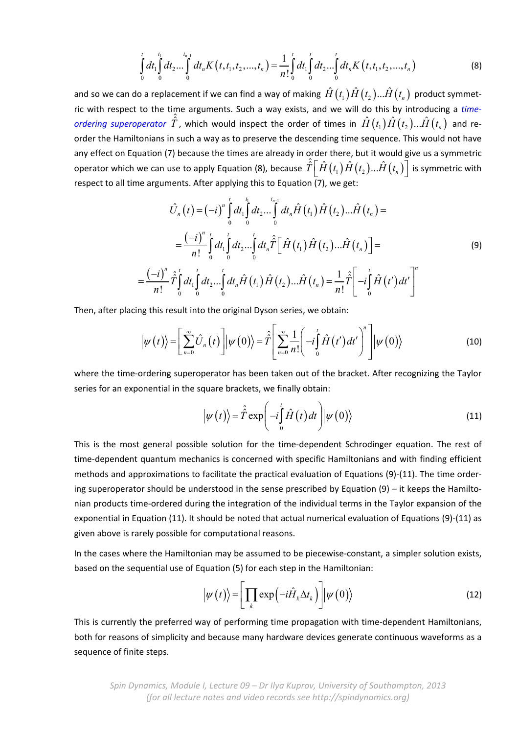$$\int_0^t dt_1 \int_0^{t_1} dt_2 ... \int_0^{t_{n-1}} dt_n K(t, t_1, t_2, ..., t_n) = \frac{1}{n!} \int_0^t dt_1 \int_0^t dt_2 ... \int_0^t dt_n K(t, t_1, t_2, ..., t_n) \tag{8}$$

and so we can do a replacement if we can find a way of making $\hat{H}(t_1)\hat{H}(t_2)...\hat{H}(t_n)$ product symmetric with respect to the time arguments. Such a way exists, and we will do this by introducing a *time-ordering superoperator* $\hat{\hat{T}}$, which would inspect the order of times in $\hat{H}(t_1)\hat{H}(t_2)...\hat{H}(t_n)$ and re-order the Hamiltonians in such a way as to preserve the descending time sequence. This would not have any effect on Equation (7) because the times are already in order there, but it would give us a symmetric operator which we can use to apply Equation (8), because $\hat{\hat{T}}\left[\hat{H}(t_1)\hat{H}(t_2)...\hat{H}(t_n)\right]$ is symmetric with respect to all time arguments. After applying this to Equation (7), we get:

$$\begin{gathered}
\hat{U}_n(t) = (-i)^n \int_0^t dt_1 \int_0^{t_1} dt_2 ... \int_0^{t_{n-1}} dt_n \hat{H}(t_1)\hat{H}(t_2)...\hat{H}(t_n) = \\
= \frac{(-i)^n}{n!} \int_0^t dt_1 \int_0^t dt_2 ... \int_0^t dt_n \hat{\hat{T}}\left[\hat{H}(t_1)\hat{H}(t_2)...\hat{H}(t_n)\right] = \\
= \frac{(-i)^n}{n!} \hat{\hat{T}} \int_0^t dt_1 \int_0^t dt_2 ... \int_0^t dt_n \hat{H}(t_1)\hat{H}(t_2)...\hat{H}(t_n) = \frac{1}{n!} \hat{\hat{T}}\left[-i\int_0^t \hat{H}(t')dt'\right]^n
\end{gathered} \tag{9}$$

Then, after placing this result into the original Dyson series, we obtain:

$$|\psi(t)\rangle = \left[\sum_{n=0}^{\infty} \hat{U}_n(t)\right]|\psi(0)\rangle = \hat{\hat{T}}\left[\sum_{n=0}^{\infty} \frac{1}{n!}\left(-i\int_0^t \hat{H}(t')dt'\right)^n\right]|\psi(0)\rangle \tag{10}$$

where the time-ordering superoperator has been taken out of the bracket. After recognizing the Taylor series for an exponential in the square brackets, we finally obtain:

$$|\psi(t)\rangle = \hat{\hat{T}} \exp\left(-i\int_0^t \hat{H}(t)dt\right)|\psi(0)\rangle \tag{11}$$

This is the most general possible solution for the time-dependent Schrodinger equation. The rest of time-dependent quantum mechanics is concerned with specific Hamiltonians and with finding efficient methods and approximations to facilitate the practical evaluation of Equations (9)-(11). The time ordering superoperator should be understood in the sense prescribed by Equation (9) – it keeps the Hamiltonian products time-ordered during the integration of the individual terms in the Taylor expansion of the exponential in Equation (11). It should be noted that actual numerical evaluation of Equations (9)-(11) as given above is rarely possible for computational reasons.

In the cases where the Hamiltonian may be assumed to be piecewise-constant, a simpler solution exists, based on the sequential use of Equation (5) for each step in the Hamiltonian:

$$|\psi(t)\rangle = \left[\prod_k \exp\left(-i\hat{H}_k \Delta t_k\right)\right]|\psi(0)\rangle \tag{12}$$

This is currently the preferred way of performing time propagation with time-dependent Hamiltonians, both for reasons of simplicity and because many hardware devices generate continuous waveforms as a sequence of finite steps.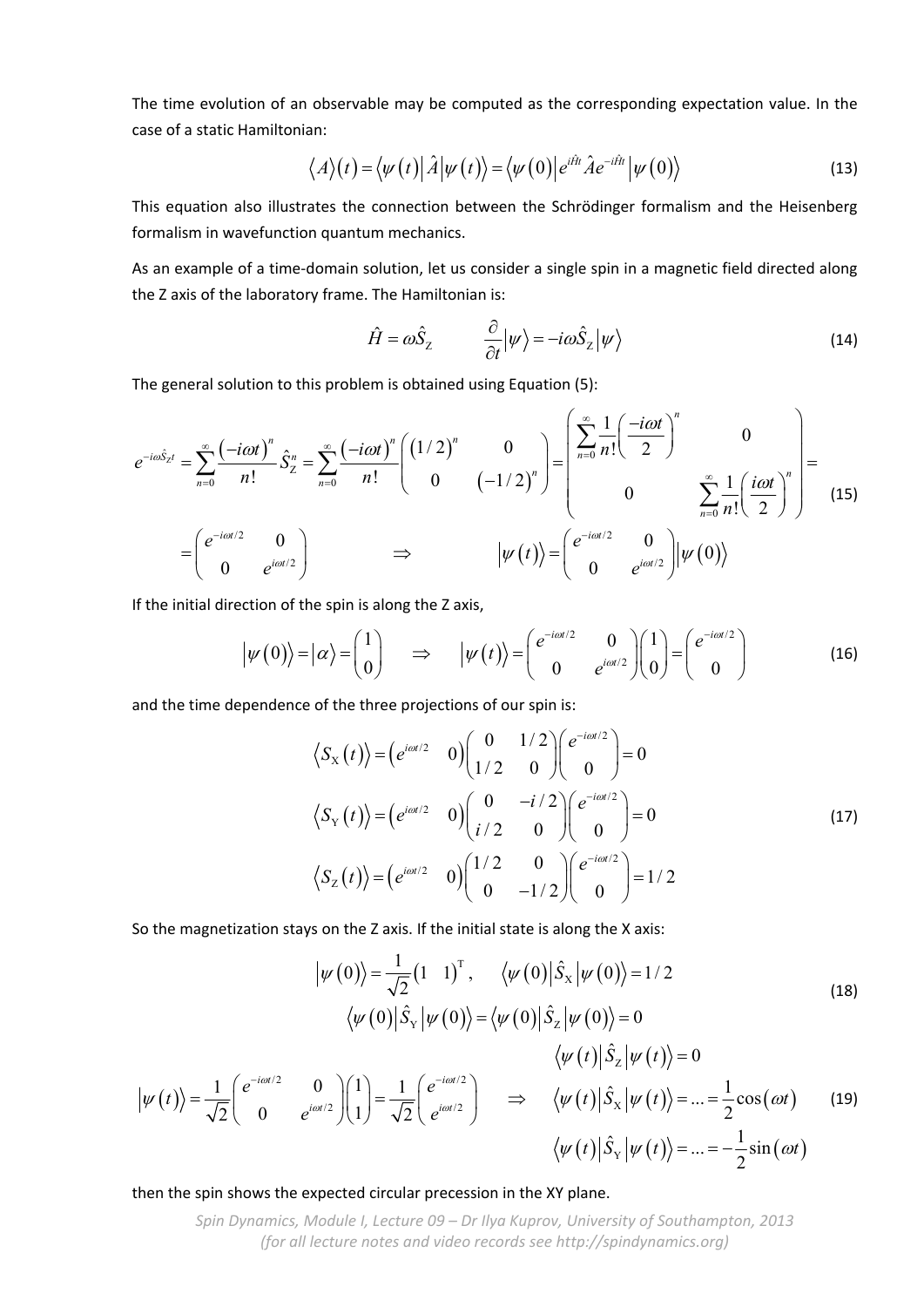The time evolution of an observable may be computed as the corresponding expectation value. In the case of a static Hamiltonian:

$$\langle A\rangle(t) = \langle \psi(t)|\hat{A}|\psi(t)\rangle = \langle \psi(0)|e^{i\hat{H}t}\hat{A}e^{-i\hat{H}t}|\psi(0)\rangle \tag{13}$$

This equation also illustrates the connection between the Schrödinger formalism and the Heisenberg formalism in wavefunction quantum mechanics.

As an example of a time-domain solution, let us consider a single spin in a magnetic field directed along the Z axis of the laboratory frame. The Hamiltonian is:

$$\hat{H} = \omega\hat{S}_{\mathrm{Z}} \qquad \frac{\partial}{\partial t}|\psi\rangle = -i\omega\hat{S}_{\mathrm{Z}}|\psi\rangle \tag{14}$$

The general solution to this problem is obtained using Equation (5):

$$\begin{gathered}
e^{-i\omega\hat{S}_Z t} = \sum_{n=0}^{\infty}\frac{(-i\omega t)^n}{n!}\hat{S}_{\mathrm{Z}}^n = \sum_{n=0}^{\infty}\frac{(-i\omega t)^n}{n!}\begin{pmatrix}(1/2)^n & 0\\ 0 & (-1/2)^n\end{pmatrix} = \begin{pmatrix}\displaystyle\sum_{n=0}^{\infty}\frac{1}{n!}\left(\frac{-i\omega t}{2}\right)^n & 0\\ 0 & \displaystyle\sum_{n=0}^{\infty}\frac{1}{n!}\left(\frac{i\omega t}{2}\right)^n\end{pmatrix} = \\
= \begin{pmatrix}e^{-i\omega t/2} & 0\\ 0 & e^{i\omega t/2}\end{pmatrix} \qquad \Rightarrow \qquad |\psi(t)\rangle = \begin{pmatrix}e^{-i\omega t/2} & 0\\ 0 & e^{i\omega t/2}\end{pmatrix}|\psi(0)\rangle
\end{gathered} \tag{15}$$

If the initial direction of the spin is along the Z axis,

$$|\psi(0)\rangle = |\alpha\rangle = \begin{pmatrix}1\\0\end{pmatrix} \quad \Rightarrow \quad |\psi(t)\rangle = \begin{pmatrix}e^{-i\omega t/2} & 0\\ 0 & e^{i\omega t/2}\end{pmatrix}\begin{pmatrix}1\\0\end{pmatrix} = \begin{pmatrix}e^{-i\omega t/2}\\ 0\end{pmatrix} \tag{16}$$

and the time dependence of the three projections of our spin is:

$$\begin{aligned}
\langle S_{\mathrm{X}}(t)\rangle &= \begin{pmatrix}e^{i\omega t/2} & 0\end{pmatrix}\begin{pmatrix}0 & 1/2\\ 1/2 & 0\end{pmatrix}\begin{pmatrix}e^{-i\omega t/2}\\ 0\end{pmatrix} = 0\\
\langle S_{\mathrm{Y}}(t)\rangle &= \begin{pmatrix}e^{i\omega t/2} & 0\end{pmatrix}\begin{pmatrix}0 & -i/2\\ i/2 & 0\end{pmatrix}\begin{pmatrix}e^{-i\omega t/2}\\ 0\end{pmatrix} = 0\\
\langle S_{\mathrm{Z}}(t)\rangle &= \begin{pmatrix}e^{i\omega t/2} & 0\end{pmatrix}\begin{pmatrix}1/2 & 0\\ 0 & -1/2\end{pmatrix}\begin{pmatrix}e^{-i\omega t/2}\\ 0\end{pmatrix} = 1/2
\end{aligned} \tag{17}$$

So the magnetization stays on the Z axis. If the initial state is along the X axis:

$$\begin{gathered}
|\psi(0)\rangle = \frac{1}{\sqrt{2}}\begin{pmatrix}1 & 1\end{pmatrix}^{\mathrm{T}}, \qquad \langle\psi(0)|\hat{S}_{\mathrm{X}}|\psi(0)\rangle = 1/2\\
\langle\psi(0)|\hat{S}_{\mathrm{Y}}|\psi(0)\rangle = \langle\psi(0)|\hat{S}_{\mathrm{Z}}|\psi(0)\rangle = 0
\end{gathered} \tag{18}$$

$$|\psi(t)\rangle = \frac{1}{\sqrt{2}}\begin{pmatrix}e^{-i\omega t/2} & 0\\ 0 & e^{i\omega t/2}\end{pmatrix}\begin{pmatrix}1\\1\end{pmatrix} = \frac{1}{\sqrt{2}}\begin{pmatrix}e^{-i\omega t/2}\\ e^{i\omega t/2}\end{pmatrix} \quad \Rightarrow \quad \begin{aligned}
&\langle\psi(t)|\hat{S}_{\mathrm{Z}}|\psi(t)\rangle = 0\\
&\langle\psi(t)|\hat{S}_{\mathrm{X}}|\psi(t)\rangle = \ldots = \frac{1}{2}\cos(\omega t)\\
&\langle\psi(t)|\hat{S}_{\mathrm{Y}}|\psi(t)\rangle = \ldots = -\frac{1}{2}\sin(\omega t)
\end{aligned} \tag{19}$$

then the spin shows the expected circular precession in the XY plane.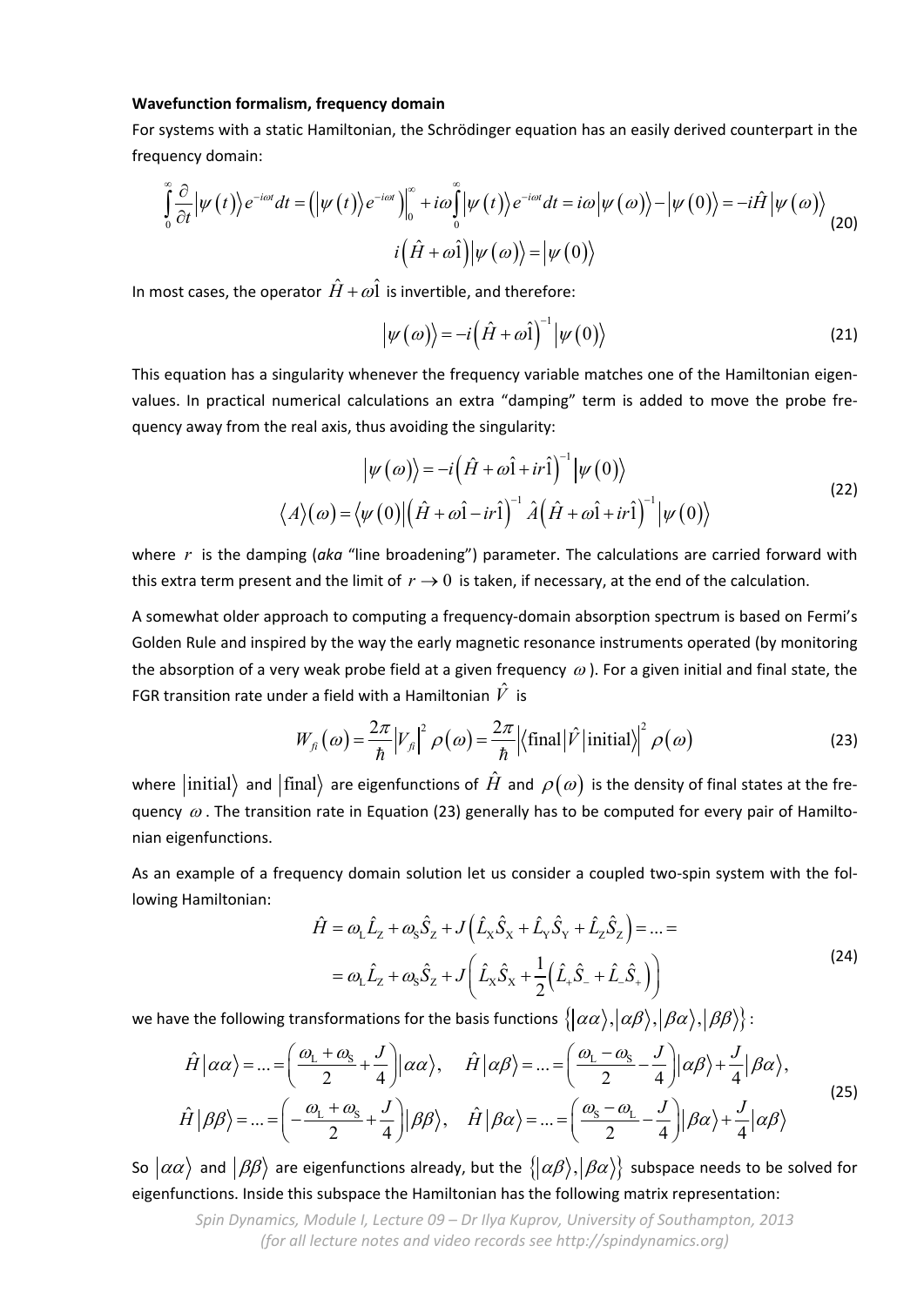**Wavefunction formalism, frequency domain**

For systems with a static Hamiltonian, the Schrödinger equation has an easily derived counterpart in the frequency domain:

$$\int_0^\infty \frac{\partial}{\partial t}\left|\psi(t)\right\rangle e^{-i\omega t}dt = \left(\left|\psi(t)\right\rangle e^{-i\omega t}\right)\Big|_0^\infty + i\omega\int_0^\infty \left|\psi(t)\right\rangle e^{-i\omega t}dt = i\omega\left|\psi(\omega)\right\rangle - \left|\psi(0)\right\rangle = -i\hat{H}\left|\psi(\omega)\right\rangle$$
$$i\left(\hat{H}+\omega\hat{1}\right)\left|\psi(\omega)\right\rangle = \left|\psi(0)\right\rangle \tag{20}$$

In most cases, the operator $\hat{H}+\omega\hat{1}$ is invertible, and therefore:

$$\left|\psi(\omega)\right\rangle = -i\left(\hat{H}+\omega\hat{1}\right)^{-1}\left|\psi(0)\right\rangle \tag{21}$$

This equation has a singularity whenever the frequency variable matches one of the Hamiltonian eigenvalues. In practical numerical calculations an extra "damping" term is added to move the probe frequency away from the real axis, thus avoiding the singularity:

$$\left|\psi(\omega)\right\rangle = -i\left(\hat{H}+\omega\hat{1}+ir\hat{1}\right)^{-1}\left|\psi(0)\right\rangle$$
$$\left\langle A\right\rangle(\omega) = \left\langle\psi(0)\right|\left(\hat{H}+\omega\hat{1}-ir\hat{1}\right)^{-1}\hat{A}\left(\hat{H}+\omega\hat{1}+ir\hat{1}\right)^{-1}\left|\psi(0)\right\rangle \tag{22}$$

where $r$ is the damping (*aka* "line broadening") parameter. The calculations are carried forward with this extra term present and the limit of $r \to 0$ is taken, if necessary, at the end of the calculation.

A somewhat older approach to computing a frequency-domain absorption spectrum is based on Fermi's Golden Rule and inspired by the way the early magnetic resonance instruments operated (by monitoring the absorption of a very weak probe field at a given frequency $\omega$). For a given initial and final state, the FGR transition rate under a field with a Hamiltonian $\hat{V}$ is

$$W_{fi}(\omega) = \frac{2\pi}{\hbar}\left|V_{fi}\right|^2\rho(\omega) = \frac{2\pi}{\hbar}\left|\left\langle\text{final}\right|\hat{V}\left|\text{initial}\right\rangle\right|^2\rho(\omega) \tag{23}$$

where $\left|\text{initial}\right\rangle$ and $\left|\text{final}\right\rangle$ are eigenfunctions of $\hat{H}$ and $\rho(\omega)$ is the density of final states at the frequency $\omega$. The transition rate in Equation (23) generally has to be computed for every pair of Hamiltonian eigenfunctions.

As an example of a frequency domain solution let us consider a coupled two-spin system with the following Hamiltonian:

$$\hat{H} = \omega_{\text{L}}\hat{L}_{\text{Z}} + \omega_{\text{S}}\hat{S}_{\text{Z}} + J\left(\hat{L}_{\text{X}}\hat{S}_{\text{X}} + \hat{L}_{\text{Y}}\hat{S}_{\text{Y}} + \hat{L}_{\text{Z}}\hat{S}_{\text{Z}}\right) = \ldots =$$
$$= \omega_{\text{L}}\hat{L}_{\text{Z}} + \omega_{\text{S}}\hat{S}_{\text{Z}} + J\left(\hat{L}_{\text{X}}\hat{S}_{\text{X}} + \frac{1}{2}\left(\hat{L}_{+}\hat{S}_{-} + \hat{L}_{-}\hat{S}_{+}\right)\right) \tag{24}$$

we have the following transformations for the basis functions $\left\{\left|\alpha\alpha\right\rangle,\left|\alpha\beta\right\rangle,\left|\beta\alpha\right\rangle,\left|\beta\beta\right\rangle\right\}$:

$$\hat{H}\left|\alpha\alpha\right\rangle = \ldots = \left(\frac{\omega_{\text{L}}+\omega_{\text{S}}}{2}+\frac{J}{4}\right)\left|\alpha\alpha\right\rangle, \quad \hat{H}\left|\alpha\beta\right\rangle = \ldots = \left(\frac{\omega_{\text{L}}-\omega_{\text{S}}}{2}-\frac{J}{4}\right)\left|\alpha\beta\right\rangle + \frac{J}{4}\left|\beta\alpha\right\rangle,$$
$$\hat{H}\left|\beta\beta\right\rangle = \ldots = \left(-\frac{\omega_{\text{L}}+\omega_{\text{S}}}{2}+\frac{J}{4}\right)\left|\beta\beta\right\rangle, \quad \hat{H}\left|\beta\alpha\right\rangle = \ldots = \left(\frac{\omega_{\text{S}}-\omega_{\text{L}}}{2}-\frac{J}{4}\right)\left|\beta\alpha\right\rangle + \frac{J}{4}\left|\alpha\beta\right\rangle \tag{25}$$

So $\left|\alpha\alpha\right\rangle$ and $\left|\beta\beta\right\rangle$ are eigenfunctions already, but the $\left\{\left|\alpha\beta\right\rangle,\left|\beta\alpha\right\rangle\right\}$ subspace needs to be solved for eigenfunctions. Inside this subspace the Hamiltonian has the following matrix representation: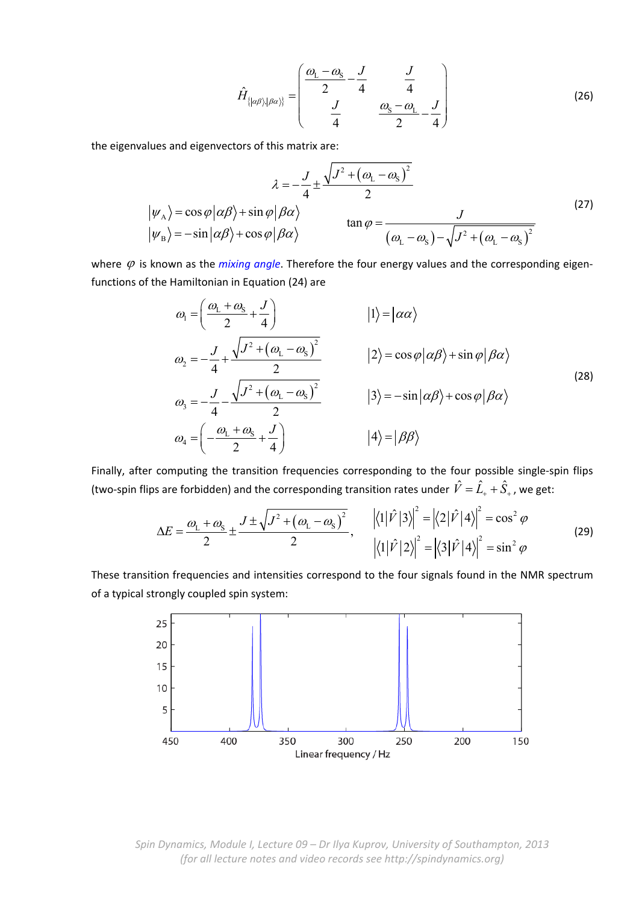$$\hat{H}_{\{|\alpha\beta\rangle,|\beta\alpha\rangle\}} = \begin{pmatrix} \dfrac{\omega_{\mathrm{L}} - \omega_{\mathrm{S}}}{2} - \dfrac{J}{4} & \dfrac{J}{4} \\ \dfrac{J}{4} & \dfrac{\omega_{\mathrm{S}} - \omega_{\mathrm{L}}}{2} - \dfrac{J}{4} \end{pmatrix} \tag{26}$$

the eigenvalues and eigenvectors of this matrix are:

$$\lambda = -\frac{J}{4} \pm \frac{\sqrt{J^2 + \left(\omega_{\mathrm{L}} - \omega_{\mathrm{S}}\right)^2}}{2}$$

$$|\psi_{\mathrm{A}}\rangle = \cos\varphi|\alpha\beta\rangle + \sin\varphi|\beta\alpha\rangle \qquad \tan\varphi = \frac{J}{\left(\omega_{\mathrm{L}} - \omega_{\mathrm{S}}\right) - \sqrt{J^2 + \left(\omega_{\mathrm{L}} - \omega_{\mathrm{S}}\right)^2}}$$

$$|\psi_{\mathrm{B}}\rangle = -\sin|\alpha\beta\rangle + \cos\varphi|\beta\alpha\rangle \tag{27}$$

where $\varphi$ is known as the *mixing angle*. Therefore the four energy values and the corresponding eigenfunctions of the Hamiltonian in Equation (24) are

$$\omega_1 = \left(\frac{\omega_{\mathrm{L}} + \omega_{\mathrm{S}}}{2} + \frac{J}{4}\right) \qquad |1\rangle = |\alpha\alpha\rangle$$

$$\omega_2 = -\frac{J}{4} + \frac{\sqrt{J^2 + \left(\omega_{\mathrm{L}} - \omega_{\mathrm{S}}\right)^2}}{2} \qquad |2\rangle = \cos\varphi|\alpha\beta\rangle + \sin\varphi|\beta\alpha\rangle$$

$$\omega_3 = -\frac{J}{4} - \frac{\sqrt{J^2 + \left(\omega_{\mathrm{L}} - \omega_{\mathrm{S}}\right)^2}}{2} \qquad |3\rangle = -\sin|\alpha\beta\rangle + \cos\varphi|\beta\alpha\rangle \tag{28}$$

$$\omega_4 = \left(-\frac{\omega_{\mathrm{L}} + \omega_{\mathrm{S}}}{2} + \frac{J}{4}\right) \qquad |4\rangle = |\beta\beta\rangle$$

Finally, after computing the transition frequencies corresponding to the four possible single-spin flips (two-spin flips are forbidden) and the corresponding transition rates under $\hat{V} = \hat{L}_+ + \hat{S}_+$, we get:

$$\Delta E = \frac{\omega_{\mathrm{L}} + \omega_{\mathrm{S}}}{2} \pm \frac{J \pm \sqrt{J^2 + \left(\omega_{\mathrm{L}} - \omega_{\mathrm{S}}\right)^2}}{2}, \qquad \begin{aligned} \left|\langle 1|\hat{V}|3\rangle\right|^2 &= \left|\langle 2|\hat{V}|4\rangle\right|^2 = \cos^2\varphi \\ \left|\langle 1|\hat{V}|2\rangle\right|^2 &= \left|\langle 3|\hat{V}|4\rangle\right|^2 = \sin^2\varphi \end{aligned} \tag{29}$$

These transition frequencies and intensities correspond to the four signals found in the NMR spectrum of a typical strongly coupled spin system:

25
20
15
10
5
450 400 350 300 250 200 150
Linear frequency / Hz